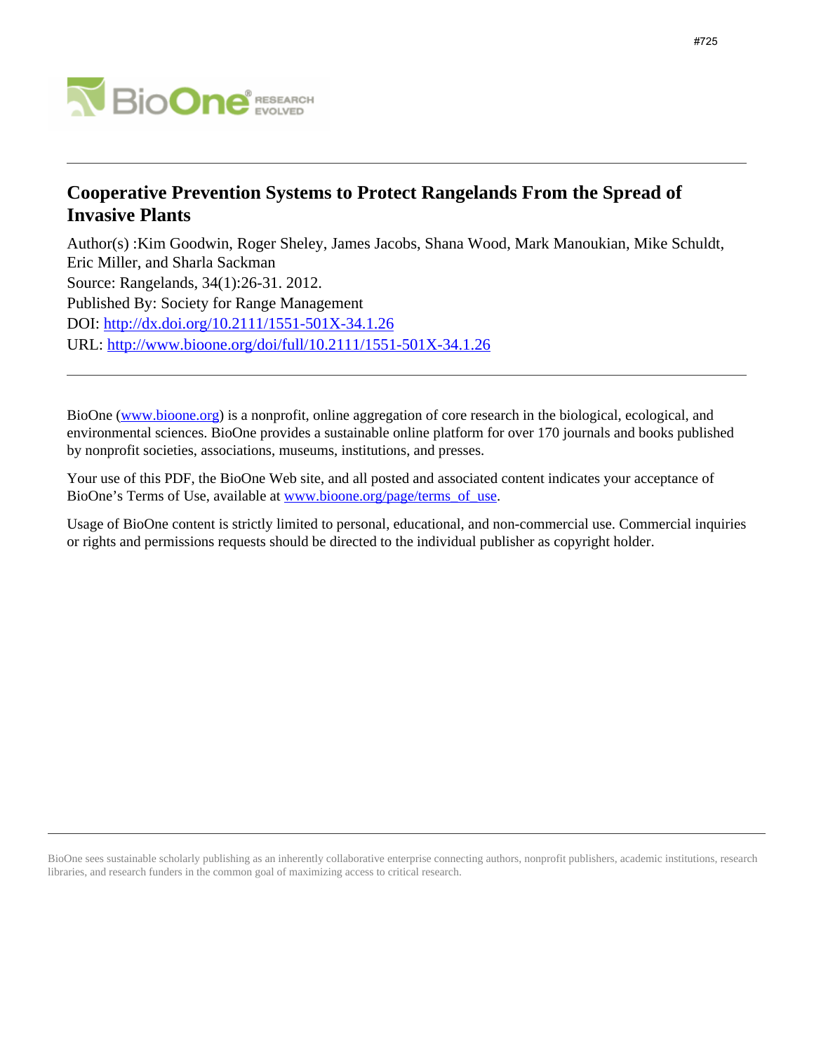#725

# Cooperative Prevention Systems to Protect Rangelands From the Spread of Invasive Plants

Author(s) :Kim Goodwin, Roger Sheley, James Jacobs, Shana Wood, Mark Manoukian, Mike Schuldt, Eric Miller, and Sharla Sackman

Source: Rangelands, 34(1):26-31. 2012.

Published By: Society for Range Management

DOI: http://dx.doi.org/10.2111/1551-501X-34.1.26

URL: http://www.bioone.org/doi/full/10.2111/1551-501X-34.1.26

---

BioOne (www.bioone.org) is a nonprofit, online aggregation of core research in the biological, ecological, and environmental sciences. BioOne provides a sustainable online platform for over 170 journals and books published by nonprofit societies, associations, museums, institutions, and presses.

Your use of this PDF, the BioOne Web site, and all posted and associated content indicates your acceptance of BioOne's Terms of Use, available at www.bioone.org/page/terms_of_use.

Usage of BioOne content is strictly limited to personal, educational, and non-commercial use. Commercial inquiries or rights and permissions requests should be directed to the individual publisher as copyright holder.

---

BioOne sees sustainable scholarly publishing as an inherently collaborative enterprise connecting authors, nonprofit publishers, academic institutions, research libraries, and research funders in the common goal of maximizing access to critical research.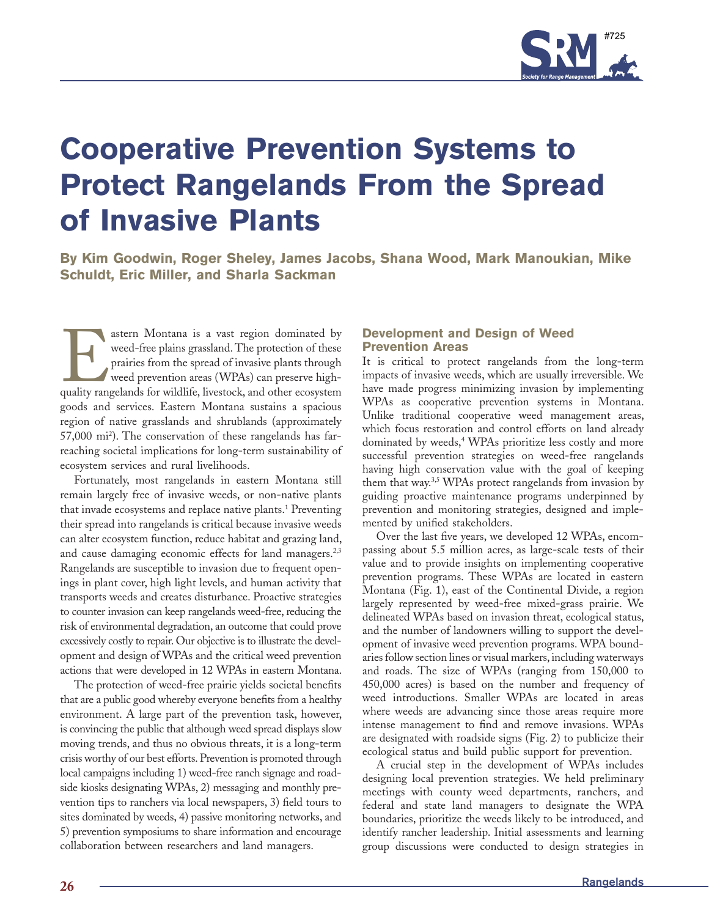# Cooperative Prevention Systems to Protect Rangelands From the Spread of Invasive Plants

**By Kim Goodwin, Roger Sheley, James Jacobs, Shana Wood, Mark Manoukian, Mike Schuldt, Eric Miller, and Sharla Sackman**

Eastern Montana is a vast region dominated by weed-free plains grassland. The protection of these prairies from the spread of invasive plants through weed prevention areas (WPAs) can preserve high-quality rangelands for wildlife, livestock, and other ecosystem goods and services. Eastern Montana sustains a spacious region of native grasslands and shrublands (approximately 57,000 mi$^2$). The conservation of these rangelands has far-reaching societal implications for long-term sustainability of ecosystem services and rural livelihoods.

Fortunately, most rangelands in eastern Montana still remain largely free of invasive weeds, or non-native plants that invade ecosystems and replace native plants.[1] Preventing their spread into rangelands is critical because invasive weeds can alter ecosystem function, reduce habitat and grazing land, and cause damaging economic effects for land managers.[2,3] Rangelands are susceptible to invasion due to frequent openings in plant cover, high light levels, and human activity that transports weeds and creates disturbance. Proactive strategies to counter invasion can keep rangelands weed-free, reducing the risk of environmental degradation, an outcome that could prove excessively costly to repair. Our objective is to illustrate the development and design of WPAs and the critical weed prevention actions that were developed in 12 WPAs in eastern Montana.

The protection of weed-free prairie yields societal benefits that are a public good whereby everyone benefits from a healthy environment. A large part of the prevention task, however, is convincing the public that although weed spread displays slow moving trends, and thus no obvious threats, it is a long-term crisis worthy of our best efforts. Prevention is promoted through local campaigns including 1) weed-free ranch signage and roadside kiosks designating WPAs, 2) messaging and monthly prevention tips to ranchers via local newspapers, 3) field tours to sites dominated by weeds, 4) passive monitoring networks, and 5) prevention symposiums to share information and encourage collaboration between researchers and land managers.

## Development and Design of Weed Prevention Areas

It is critical to protect rangelands from the long-term impacts of invasive weeds, which are usually irreversible. We have made progress minimizing invasion by implementing WPAs as cooperative prevention systems in Montana. Unlike traditional cooperative weed management areas, which focus restoration and control efforts on land already dominated by weeds,[4] WPAs prioritize less costly and more successful prevention strategies on weed-free rangelands having high conservation value with the goal of keeping them that way.[3,5] WPAs protect rangelands from invasion by guiding proactive maintenance programs underpinned by prevention and monitoring strategies, designed and implemented by unified stakeholders.

Over the last five years, we developed 12 WPAs, encompassing about 5.5 million acres, as large-scale tests of their value and to provide insights on implementing cooperative prevention programs. These WPAs are located in eastern Montana (Fig. 1), east of the Continental Divide, a region largely represented by weed-free mixed-grass prairie. We delineated WPAs based on invasion threat, ecological status, and the number of landowners willing to support the development of invasive weed prevention programs. WPA boundaries follow section lines or visual markers, including waterways and roads. The size of WPAs (ranging from 150,000 to 450,000 acres) is based on the number and frequency of weed introductions. Smaller WPAs are located in areas where weeds are advancing since those areas require more intense management to find and remove invasions. WPAs are designated with roadside signs (Fig. 2) to publicize their ecological status and build public support for prevention.

A crucial step in the development of WPAs includes designing local prevention strategies. We held preliminary meetings with county weed departments, ranchers, and federal and state land managers to designate the WPA boundaries, prioritize the weeds likely to be introduced, and identify rancher leadership. Initial assessments and learning group discussions were conducted to design strategies in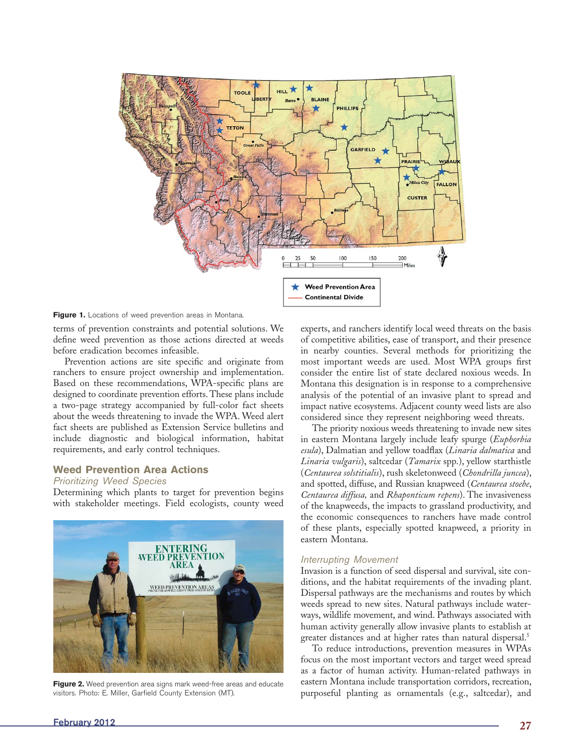Figure 1. Locations of weed prevention areas in Montana.

terms of prevention constraints and potential solutions. We define weed prevention as those actions directed at weeds before eradication becomes infeasible.

Prevention actions are site specific and originate from ranchers to ensure project ownership and implementation. Based on these recommendations, WPA-specific plans are designed to coordinate prevention efforts. These plans include a two-page strategy accompanied by full-color fact sheets about the weeds threatening to invade the WPA. Weed alert fact sheets are published as Extension Service bulletins and include diagnostic and biological information, habitat requirements, and early control techniques.

## Weed Prevention Area Actions

### *Prioritizing Weed Species*

Determining which plants to target for prevention begins with stakeholder meetings. Field ecologists, county weed experts, and ranchers identify local weed threats on the basis of competitive abilities, ease of transport, and their presence in nearby counties. Several methods for prioritizing the most important weeds are used. Most WPA groups first consider the entire list of state declared noxious weeds. In Montana this designation is in response to a comprehensive analysis of the potential of an invasive plant to spread and impact native ecosystems. Adjacent county weed lists are also considered since they represent neighboring weed threats.

Figure 2. Weed prevention area signs mark weed-free areas and educate visitors. Photo: E. Miller, Garfield County Extension (MT).

The priority noxious weeds threatening to invade new sites in eastern Montana largely include leafy spurge (*Euphorbia esula*), Dalmatian and yellow toadflax (*Linaria dalmatica* and *Linaria vulgaris*), saltcedar (*Tamarix* spp.), yellow starthistle (*Centaurea solstitialis*), rush skeletonweed (*Chondrilla juncea*), and spotted, diffuse, and Russian knapweed (*Centaurea stoebe*, *Centaurea diffusa,* and *Rhaponticum repens*). The invasiveness of the knapweeds, the impacts to grassland productivity, and the economic consequences to ranchers have made control of these plants, especially spotted knapweed, a priority in eastern Montana.

### *Interrupting Movement*

Invasion is a function of seed dispersal and survival, site conditions, and the habitat requirements of the invading plant. Dispersal pathways are the mechanisms and routes by which weeds spread to new sites. Natural pathways include waterways, wildlife movement, and wind. Pathways associated with human activity generally allow invasive plants to establish at greater distances and at higher rates than natural dispersal.[5]

To reduce introductions, prevention measures in WPAs focus on the most important vectors and target weed spread as a factor of human activity. Human-related pathways in eastern Montana include transportation corridors, recreation, purposeful planting as ornamentals (e.g., saltcedar), and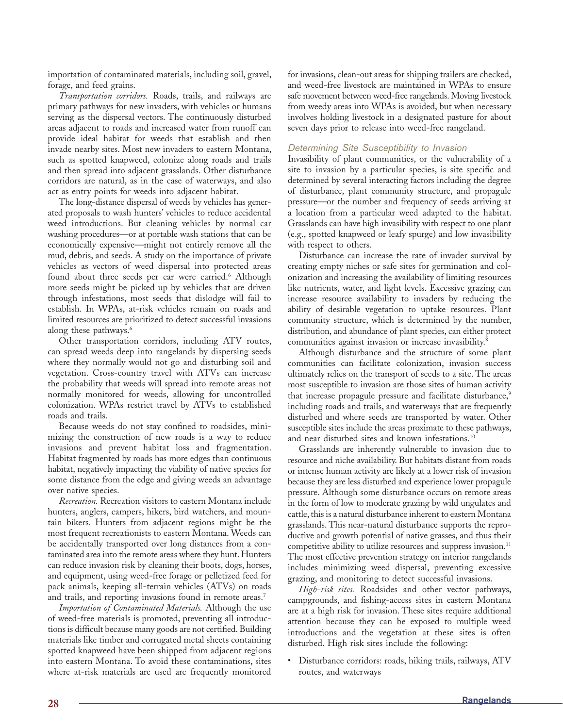importation of contaminated materials, including soil, gravel, forage, and feed grains.

*Transportation corridors.* Roads, trails, and railways are primary pathways for new invaders, with vehicles or humans serving as the dispersal vectors. The continuously disturbed areas adjacent to roads and increased water from runoff can provide ideal habitat for weeds that establish and then invade nearby sites. Most new invaders to eastern Montana, such as spotted knapweed, colonize along roads and trails and then spread into adjacent grasslands. Other disturbance corridors are natural, as in the case of waterways, and also act as entry points for weeds into adjacent habitat.

The long-distance dispersal of weeds by vehicles has generated proposals to wash hunters' vehicles to reduce accidental weed introductions. But cleaning vehicles by normal car washing procedures—or at portable wash stations that can be economically expensive—might not entirely remove all the mud, debris, and seeds. A study on the importance of private vehicles as vectors of weed dispersal into protected areas found about three seeds per car were carried.[6] Although more seeds might be picked up by vehicles that are driven through infestations, most seeds that dislodge will fail to establish. In WPAs, at-risk vehicles remain on roads and limited resources are prioritized to detect successful invasions along these pathways.[6]

Other transportation corridors, including ATV routes, can spread weeds deep into rangelands by dispersing seeds where they normally would not go and disturbing soil and vegetation. Cross-country travel with ATVs can increase the probability that weeds will spread into remote areas not normally monitored for weeds, allowing for uncontrolled colonization. WPAs restrict travel by ATVs to established roads and trails.

Because weeds do not stay confined to roadsides, minimizing the construction of new roads is a way to reduce invasions and prevent habitat loss and fragmentation. Habitat fragmented by roads has more edges than continuous habitat, negatively impacting the viability of native species for some distance from the edge and giving weeds an advantage over native species.

*Recreation.* Recreation visitors to eastern Montana include hunters, anglers, campers, hikers, bird watchers, and mountain bikers. Hunters from adjacent regions might be the most frequent recreationists to eastern Montana. Weeds can be accidentally transported over long distances from a contaminated area into the remote areas where they hunt. Hunters can reduce invasion risk by cleaning their boots, dogs, horses, and equipment, using weed-free forage or pelletized feed for pack animals, keeping all-terrain vehicles (ATVs) on roads and trails, and reporting invasions found in remote areas.[7]

*Importation of Contaminated Materials.* Although the use of weed-free materials is promoted, preventing all introductions is difficult because many goods are not certified. Building materials like timber and corrugated metal sheets containing spotted knapweed have been shipped from adjacent regions into eastern Montana. To avoid these contaminations, sites where at-risk materials are used are frequently monitored for invasions, clean-out areas for shipping trailers are checked, and weed-free livestock are maintained in WPAs to ensure safe movement between weed-free rangelands. Moving livestock from weedy areas into WPAs is avoided, but when necessary involves holding livestock in a designated pasture for about seven days prior to release into weed-free rangeland.

### Determining Site Susceptibility to Invasion

Invasibility of plant communities, or the vulnerability of a site to invasion by a particular species, is site specific and determined by several interacting factors including the degree of disturbance, plant community structure, and propagule pressure—or the number and frequency of seeds arriving at a location from a particular weed adapted to the habitat. Grasslands can have high invasibility with respect to one plant (e.g., spotted knapweed or leafy spurge) and low invasibility with respect to others.

Disturbance can increase the rate of invader survival by creating empty niches or safe sites for germination and colonization and increasing the availability of limiting resources like nutrients, water, and light levels. Excessive grazing can increase resource availability to invaders by reducing the ability of desirable vegetation to uptake resources. Plant community structure, which is determined by the number, distribution, and abundance of plant species, can either protect communities against invasion or increase invasibility.[8]

Although disturbance and the structure of some plant communities can facilitate colonization, invasion success ultimately relies on the transport of seeds to a site. The areas most susceptible to invasion are those sites of human activity that increase propagule pressure and facilitate disturbance,[9] including roads and trails, and waterways that are frequently disturbed and where seeds are transported by water. Other susceptible sites include the areas proximate to these pathways, and near disturbed sites and known infestations.[10]

Grasslands are inherently vulnerable to invasion due to resource and niche availability. But habitats distant from roads or intense human activity are likely at a lower risk of invasion because they are less disturbed and experience lower propagule pressure. Although some disturbance occurs on remote areas in the form of low to moderate grazing by wild ungulates and cattle, this is a natural disturbance inherent to eastern Montana grasslands. This near-natural disturbance supports the reproductive and growth potential of native grasses, and thus their competitive ability to utilize resources and suppress invasion.[11] The most effective prevention strategy on interior rangelands includes minimizing weed dispersal, preventing excessive grazing, and monitoring to detect successful invasions.

*High-risk sites.* Roadsides and other vector pathways, campgrounds, and fishing-access sites in eastern Montana are at a high risk for invasion. These sites require additional attention because they can be exposed to multiple weed introductions and the vegetation at these sites is often disturbed. High risk sites include the following:

- Disturbance corridors: roads, hiking trails, railways, ATV routes, and waterways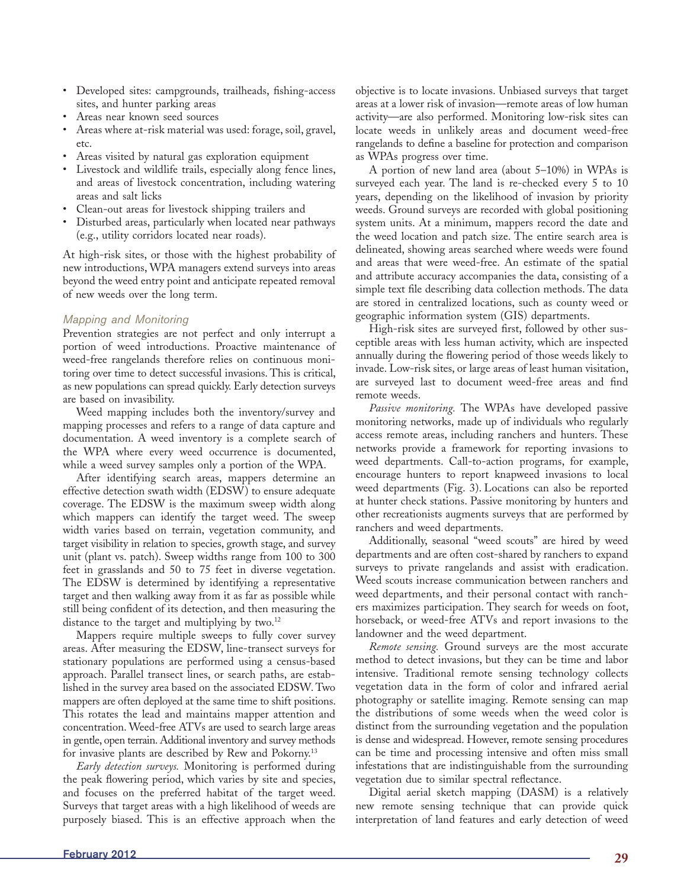- Developed sites: campgrounds, trailheads, fishing-access sites, and hunter parking areas
- Areas near known seed sources
- Areas where at-risk material was used: forage, soil, gravel, etc.
- Areas visited by natural gas exploration equipment
- Livestock and wildlife trails, especially along fence lines, and areas of livestock concentration, including watering areas and salt licks
- Clean-out areas for livestock shipping trailers and
- Disturbed areas, particularly when located near pathways (e.g., utility corridors located near roads).

At high-risk sites, or those with the highest probability of new introductions, WPA managers extend surveys into areas beyond the weed entry point and anticipate repeated removal of new weeds over the long term.

### *Mapping and Monitoring*

Prevention strategies are not perfect and only interrupt a portion of weed introductions. Proactive maintenance of weed-free rangelands therefore relies on continuous monitoring over time to detect successful invasions. This is critical, as new populations can spread quickly. Early detection surveys are based on invasibility.

Weed mapping includes both the inventory/survey and mapping processes and refers to a range of data capture and documentation. A weed inventory is a complete search of the WPA where every weed occurrence is documented, while a weed survey samples only a portion of the WPA.

After identifying search areas, mappers determine an effective detection swath width (EDSW) to ensure adequate coverage. The EDSW is the maximum sweep width along which mappers can identify the target weed. The sweep width varies based on terrain, vegetation community, and target visibility in relation to species, growth stage, and survey unit (plant vs. patch). Sweep widths range from 100 to 300 feet in grasslands and 50 to 75 feet in diverse vegetation. The EDSW is determined by identifying a representative target and then walking away from it as far as possible while still being confident of its detection, and then measuring the distance to the target and multiplying by two.[12]

Mappers require multiple sweeps to fully cover survey areas. After measuring the EDSW, line-transect surveys for stationary populations are performed using a census-based approach. Parallel transect lines, or search paths, are established in the survey area based on the associated EDSW. Two mappers are often deployed at the same time to shift positions. This rotates the lead and maintains mapper attention and concentration. Weed-free ATVs are used to search large areas in gentle, open terrain. Additional inventory and survey methods for invasive plants are described by Rew and Pokorny.[13]

*Early detection surveys.* Monitoring is performed during the peak flowering period, which varies by site and species, and focuses on the preferred habitat of the target weed. Surveys that target areas with a high likelihood of weeds are purposely biased. This is an effective approach when the objective is to locate invasions. Unbiased surveys that target areas at a lower risk of invasion—remote areas of low human activity—are also performed. Monitoring low-risk sites can locate weeds in unlikely areas and document weed-free rangelands to define a baseline for protection and comparison as WPAs progress over time.

A portion of new land area (about 5–10%) in WPAs is surveyed each year. The land is re-checked every 5 to 10 years, depending on the likelihood of invasion by priority weeds. Ground surveys are recorded with global positioning system units. At a minimum, mappers record the date and the weed location and patch size. The entire search area is delineated, showing areas searched where weeds were found and areas that were weed-free. An estimate of the spatial and attribute accuracy accompanies the data, consisting of a simple text file describing data collection methods. The data are stored in centralized locations, such as county weed or geographic information system (GIS) departments.

High-risk sites are surveyed first, followed by other susceptible areas with less human activity, which are inspected annually during the flowering period of those weeds likely to invade. Low-risk sites, or large areas of least human visitation, are surveyed last to document weed-free areas and find remote weeds.

*Passive monitoring.* The WPAs have developed passive monitoring networks, made up of individuals who regularly access remote areas, including ranchers and hunters. These networks provide a framework for reporting invasions to weed departments. Call-to-action programs, for example, encourage hunters to report knapweed invasions to local weed departments (Fig. 3). Locations can also be reported at hunter check stations. Passive monitoring by hunters and other recreationists augments surveys that are performed by ranchers and weed departments.

Additionally, seasonal "weed scouts" are hired by weed departments and are often cost-shared by ranchers to expand surveys to private rangelands and assist with eradication. Weed scouts increase communication between ranchers and weed departments, and their personal contact with ranchers maximizes participation. They search for weeds on foot, horseback, or weed-free ATVs and report invasions to the landowner and the weed department.

*Remote sensing.* Ground surveys are the most accurate method to detect invasions, but they can be time and labor intensive. Traditional remote sensing technology collects vegetation data in the form of color and infrared aerial photography or satellite imaging. Remote sensing can map the distributions of some weeds when the weed color is distinct from the surrounding vegetation and the population is dense and widespread. However, remote sensing procedures can be time and processing intensive and often miss small infestations that are indistinguishable from the surrounding vegetation due to similar spectral reflectance.

Digital aerial sketch mapping (DASM) is a relatively new remote sensing technique that can provide quick interpretation of land features and early detection of weed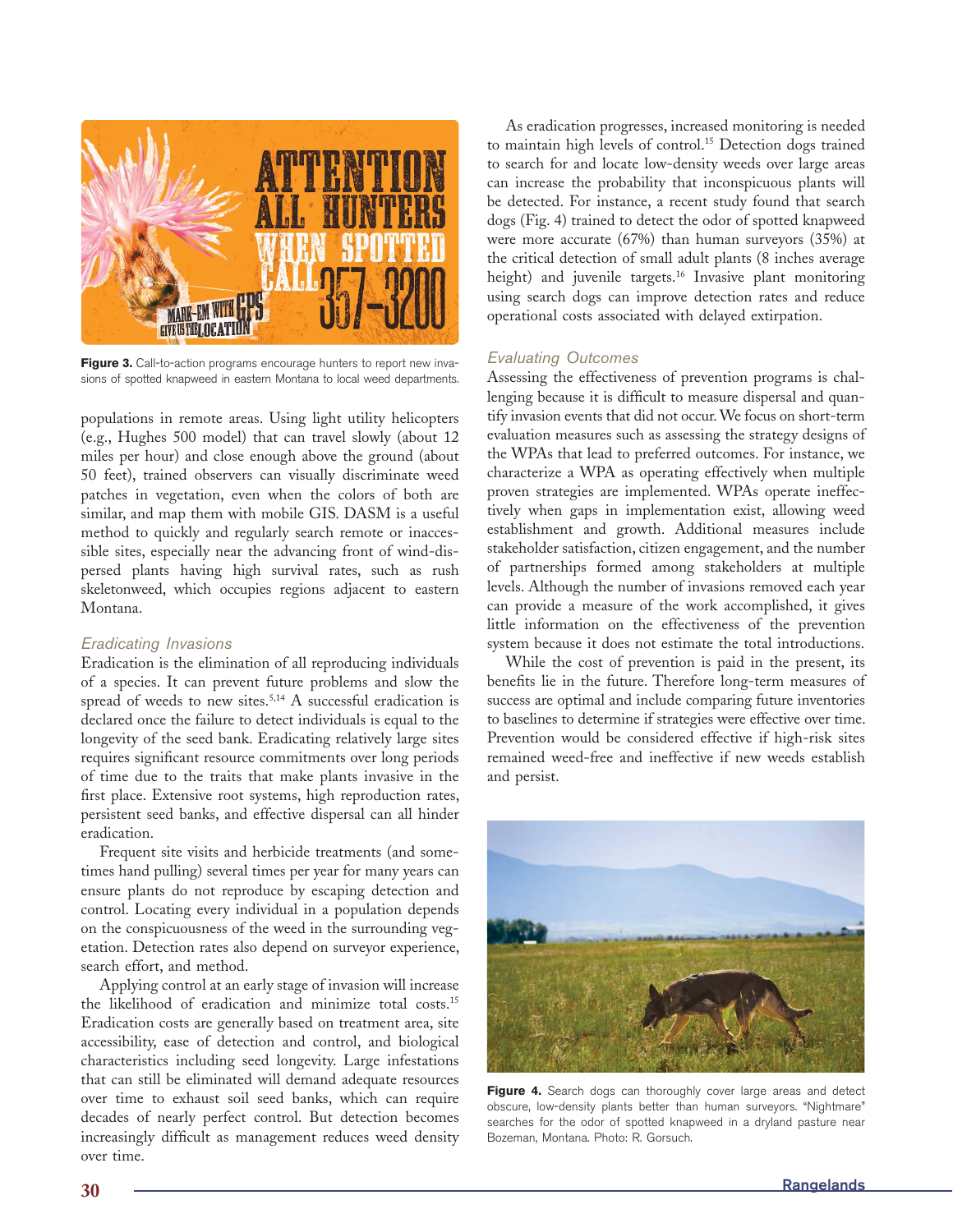Figure 3. Call-to-action programs encourage hunters to report new invasions of spotted knapweed in eastern Montana to local weed departments.

populations in remote areas. Using light utility helicopters (e.g., Hughes 500 model) that can travel slowly (about 12 miles per hour) and close enough above the ground (about 50 feet), trained observers can visually discriminate weed patches in vegetation, even when the colors of both are similar, and map them with mobile GIS. DASM is a useful method to quickly and regularly search remote or inaccessible sites, especially near the advancing front of wind-dispersed plants having high survival rates, such as rush skeletonweed, which occupies regions adjacent to eastern Montana.

### *Eradicating Invasions*

Eradication is the elimination of all reproducing individuals of a species. It can prevent future problems and slow the spread of weeds to new sites.[5,14] A successful eradication is declared once the failure to detect individuals is equal to the longevity of the seed bank. Eradicating relatively large sites requires significant resource commitments over long periods of time due to the traits that make plants invasive in the first place. Extensive root systems, high reproduction rates, persistent seed banks, and effective dispersal can all hinder eradication.

Frequent site visits and herbicide treatments (and sometimes hand pulling) several times per year for many years can ensure plants do not reproduce by escaping detection and control. Locating every individual in a population depends on the conspicuousness of the weed in the surrounding vegetation. Detection rates also depend on surveyor experience, search effort, and method.

Applying control at an early stage of invasion will increase the likelihood of eradication and minimize total costs.[15] Eradication costs are generally based on treatment area, site accessibility, ease of detection and control, and biological characteristics including seed longevity. Large infestations that can still be eliminated will demand adequate resources over time to exhaust soil seed banks, which can require decades of nearly perfect control. But detection becomes increasingly difficult as management reduces weed density over time.

As eradication progresses, increased monitoring is needed to maintain high levels of control.[15] Detection dogs trained to search for and locate low-density weeds over large areas can increase the probability that inconspicuous plants will be detected. For instance, a recent study found that search dogs (Fig. 4) trained to detect the odor of spotted knapweed were more accurate (67%) than human surveyors (35%) at the critical detection of small adult plants (8 inches average height) and juvenile targets.[16] Invasive plant monitoring using search dogs can improve detection rates and reduce operational costs associated with delayed extirpation.

### *Evaluating Outcomes*

Assessing the effectiveness of prevention programs is challenging because it is difficult to measure dispersal and quantify invasion events that did not occur. We focus on short-term evaluation measures such as assessing the strategy designs of the WPAs that lead to preferred outcomes. For instance, we characterize a WPA as operating effectively when multiple proven strategies are implemented. WPAs operate ineffectively when gaps in implementation exist, allowing weed establishment and growth. Additional measures include stakeholder satisfaction, citizen engagement, and the number of partnerships formed among stakeholders at multiple levels. Although the number of invasions removed each year can provide a measure of the work accomplished, it gives little information on the effectiveness of the prevention system because it does not estimate the total introductions.

While the cost of prevention is paid in the present, its benefits lie in the future. Therefore long-term measures of success are optimal and include comparing future inventories to baselines to determine if strategies were effective over time. Prevention would be considered effective if high-risk sites remained weed-free and ineffective if new weeds establish and persist.

Figure 4. Search dogs can thoroughly cover large areas and detect obscure, low-density plants better than human surveyors. "Nightmare" searches for the odor of spotted knapweed in a dryland pasture near Bozeman, Montana. Photo: R. Gorsuch.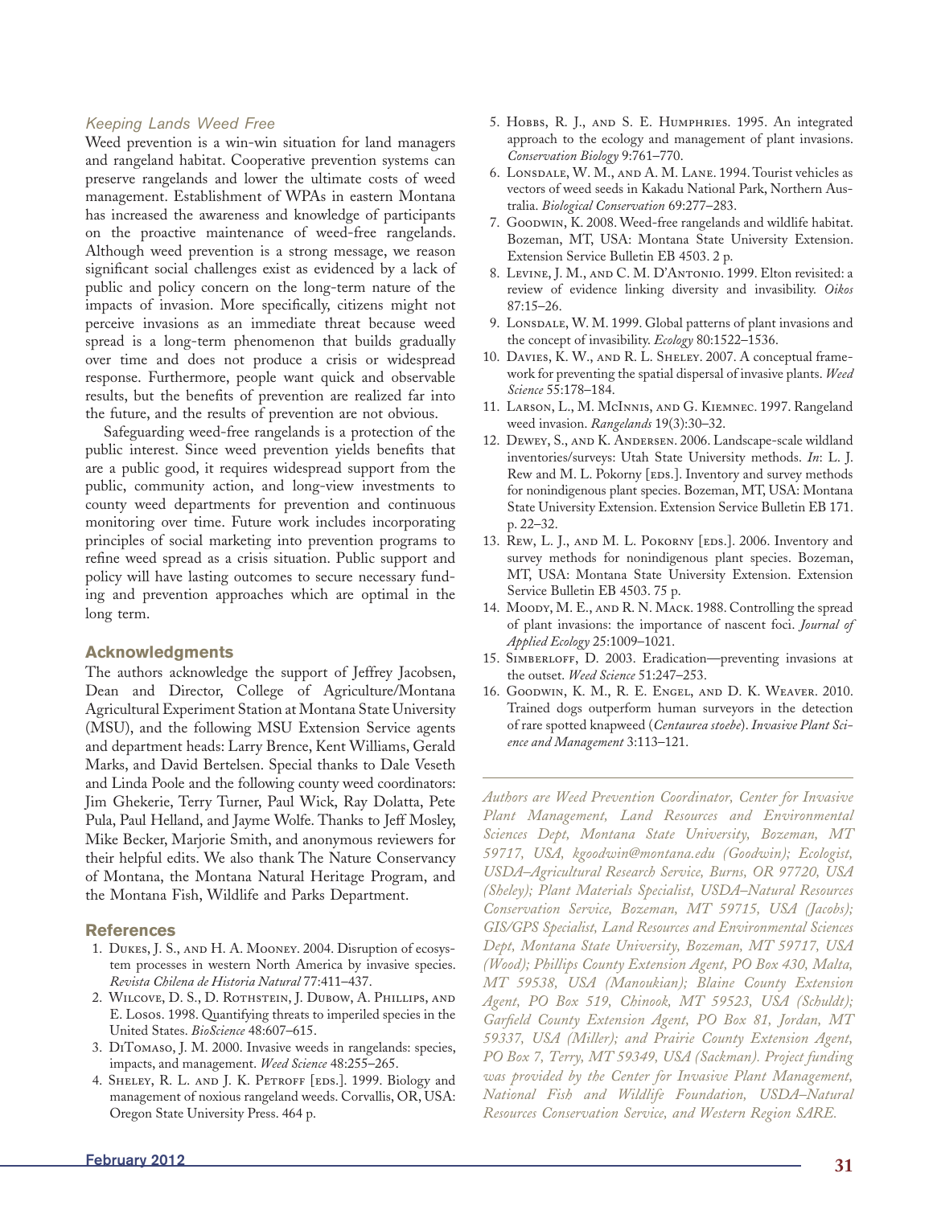### *Keeping Lands Weed Free*

Weed prevention is a win-win situation for land managers and rangeland habitat. Cooperative prevention systems can preserve rangelands and lower the ultimate costs of weed management. Establishment of WPAs in eastern Montana has increased the awareness and knowledge of participants on the proactive maintenance of weed-free rangelands. Although weed prevention is a strong message, we reason significant social challenges exist as evidenced by a lack of public and policy concern on the long-term nature of the impacts of invasion. More specifically, citizens might not perceive invasions as an immediate threat because weed spread is a long-term phenomenon that builds gradually over time and does not produce a crisis or widespread response. Furthermore, people want quick and observable results, but the benefits of prevention are realized far into the future, and the results of prevention are not obvious.

Safeguarding weed-free rangelands is a protection of the public interest. Since weed prevention yields benefits that are a public good, it requires widespread support from the public, community action, and long-view investments to county weed departments for prevention and continuous monitoring over time. Future work includes incorporating principles of social marketing into prevention programs to refine weed spread as a crisis situation. Public support and policy will have lasting outcomes to secure necessary funding and prevention approaches which are optimal in the long term.

## Acknowledgments

The authors acknowledge the support of Jeffrey Jacobsen, Dean and Director, College of Agriculture/Montana Agricultural Experiment Station at Montana State University (MSU), and the following MSU Extension Service agents and department heads: Larry Brence, Kent Williams, Gerald Marks, and David Bertelsen. Special thanks to Dale Veseth and Linda Poole and the following county weed coordinators: Jim Ghekerie, Terry Turner, Paul Wick, Ray Dolatta, Pete Pula, Paul Helland, and Jayme Wolfe. Thanks to Jeff Mosley, Mike Becker, Marjorie Smith, and anonymous reviewers for their helpful edits. We also thank The Nature Conservancy of Montana, the Montana Natural Heritage Program, and the Montana Fish, Wildlife and Parks Department.

## References

1. Dukes, J. S., and H. A. Mooney. 2004. Disruption of ecosystem processes in western North America by invasive species. *Revista Chilena de Historia Natural* 77:411–437.
2. Wilcove, D. S., D. Rothstein, J. Dubow, A. Phillips, and E. Losos. 1998. Quantifying threats to imperiled species in the United States. *BioScience* 48:607–615.
3. DiTomaso, J. M. 2000. Invasive weeds in rangelands: species, impacts, and management. *Weed Science* 48:255–265.
4. Sheley, R. L. and J. K. Petroff [eds.]. 1999. Biology and management of noxious rangeland weeds. Corvallis, OR, USA: Oregon State University Press. 464 p.
5. Hobbs, R. J., and S. E. Humphries. 1995. An integrated approach to the ecology and management of plant invasions. *Conservation Biology* 9:761–770.
6. Lonsdale, W. M., and A. M. Lane. 1994. Tourist vehicles as vectors of weed seeds in Kakadu National Park, Northern Australia. *Biological Conservation* 69:277–283.
7. Goodwin, K. 2008. Weed-free rangelands and wildlife habitat. Bozeman, MT, USA: Montana State University Extension. Extension Service Bulletin EB 4503. 2 p.
8. Levine, J. M., and C. M. D'Antonio. 1999. Elton revisited: a review of evidence linking diversity and invasibility. *Oikos* 87:15–26.
9. Lonsdale, W. M. 1999. Global patterns of plant invasions and the concept of invasibility. *Ecology* 80:1522–1536.
10. Davies, K. W., and R. L. Sheley. 2007. A conceptual framework for preventing the spatial dispersal of invasive plants. *Weed Science* 55:178–184.
11. Larson, L., M. McInnis, and G. Kiemnec. 1997. Rangeland weed invasion. *Rangelands* 19(3):30–32.
12. Dewey, S., and K. Andersen. 2006. Landscape-scale wildland inventories/surveys: Utah State University methods. *In*: L. J. Rew and M. L. Pokorny [eds.]. Inventory and survey methods for nonindigenous plant species. Bozeman, MT, USA: Montana State University Extension. Extension Service Bulletin EB 171. p. 22–32.
13. Rew, L. J., and M. L. Pokorny [eds.]. 2006. Inventory and survey methods for nonindigenous plant species. Bozeman, MT, USA: Montana State University Extension. Extension Service Bulletin EB 4503. 75 p.
14. Moody, M. E., and R. N. Mack. 1988. Controlling the spread of plant invasions: the importance of nascent foci. *Journal of Applied Ecology* 25:1009–1021.
15. Simberloff, D. 2003. Eradication—preventing invasions at the outset. *Weed Science* 51:247–253.
16. Goodwin, K. M., R. E. Engel, and D. K. Weaver. 2010. Trained dogs outperform human surveyors in the detection of rare spotted knapweed (*Centaurea stoebe*). *Invasive Plant Science and Management* 3:113–121.

---

*Authors are Weed Prevention Coordinator, Center for Invasive Plant Management, Land Resources and Environmental Sciences Dept, Montana State University, Bozeman, MT 59717, USA, kgoodwin@montana.edu (Goodwin); Ecologist, USDA–Agricultural Research Service, Burns, OR 97720, USA (Sheley); Plant Materials Specialist, USDA–Natural Resources Conservation Service, Bozeman, MT 59715, USA (Jacobs); GIS/GPS Specialist, Land Resources and Environmental Sciences Dept, Montana State University, Bozeman, MT 59717, USA (Wood); Phillips County Extension Agent, PO Box 430, Malta, MT 59538, USA (Manoukian); Blaine County Extension Agent, PO Box 519, Chinook, MT 59523, USA (Schuldt); Garfield County Extension Agent, PO Box 81, Jordan, MT 59337, USA (Miller); and Prairie County Extension Agent, PO Box 7, Terry, MT 59349, USA (Sackman). Project funding was provided by the Center for Invasive Plant Management, National Fish and Wildlife Foundation, USDA–Natural Resources Conservation Service, and Western Region SARE.*